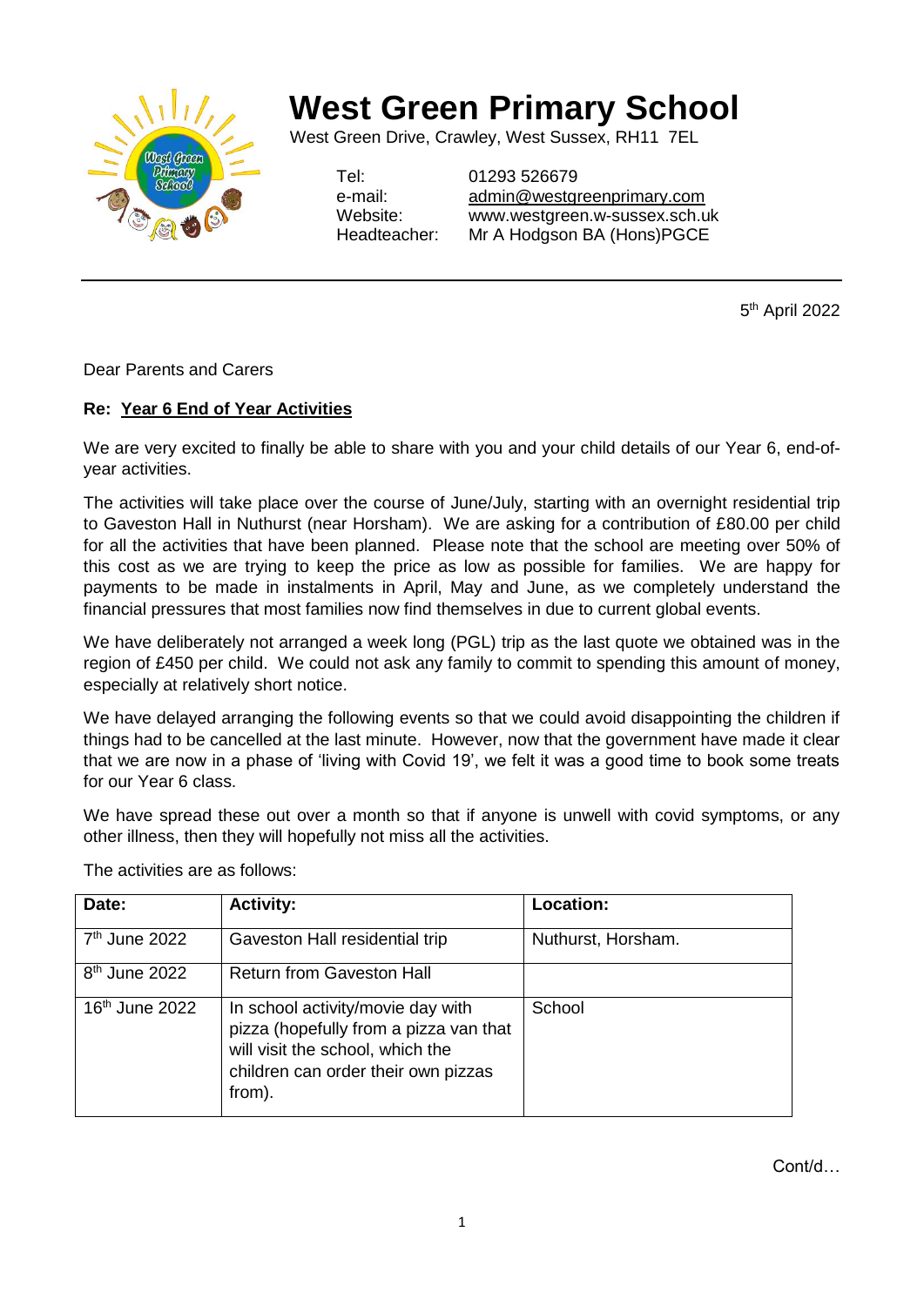# West Green Primary School

West Green Drive, Crawley, West Sussex, RH11 7EL

Tel: 01293 526679
e-mail: admin@westgreenprimary.com
Website: www.westgreen.w-sussex.sch.uk
Headteacher: Mr A Hodgson BA (Hons)PGCE

5th April 2022

Dear Parents and Carers

**Re: Year 6 End of Year Activities**

We are very excited to finally be able to share with you and your child details of our Year 6, end-of-year activities.

The activities will take place over the course of June/July, starting with an overnight residential trip to Gaveston Hall in Nuthurst (near Horsham). We are asking for a contribution of £80.00 per child for all the activities that have been planned. Please note that the school are meeting over 50% of this cost as we are trying to keep the price as low as possible for families. We are happy for payments to be made in instalments in April, May and June, as we completely understand the financial pressures that most families now find themselves in due to current global events.

We have deliberately not arranged a week long (PGL) trip as the last quote we obtained was in the region of £450 per child. We could not ask any family to commit to spending this amount of money, especially at relatively short notice.

We have delayed arranging the following events so that we could avoid disappointing the children if things had to be cancelled at the last minute. However, now that the government have made it clear that we are now in a phase of 'living with Covid 19', we felt it was a good time to book some treats for our Year 6 class.

We have spread these out over a month so that if anyone is unwell with covid symptoms, or any other illness, then they will hopefully not miss all the activities.

The activities are as follows:

| Date: | Activity: | Location: |
|---|---|---|
| 7th June 2022 | Gaveston Hall residential trip | Nuthurst, Horsham. |
| 8th June 2022 | Return from Gaveston Hall | |
| 16th June 2022 | In school activity/movie day with pizza (hopefully from a pizza van that will visit the school, which the children can order their own pizzas from). | School |

Cont/d…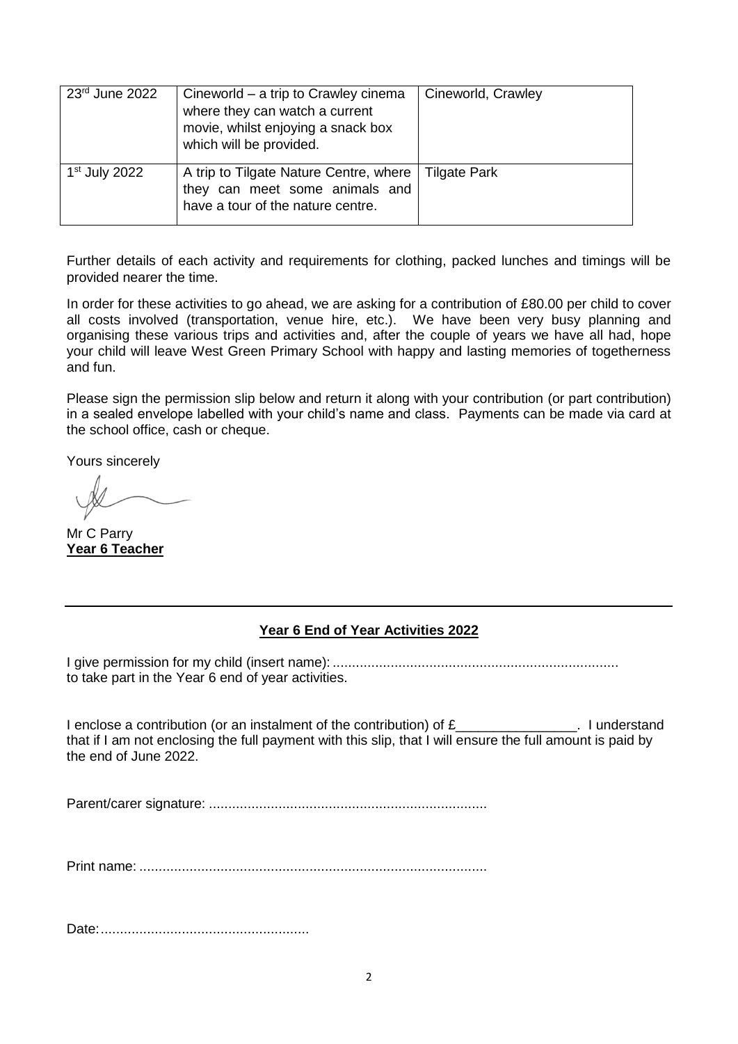| | | |
|---|---|---|
| 23rd June 2022 | Cineworld – a trip to Crawley cinema where they can watch a current movie, whilst enjoying a snack box which will be provided. | Cineworld, Crawley |
| 1st July 2022 | A trip to Tilgate Nature Centre, where they can meet some animals and have a tour of the nature centre. | Tilgate Park |

Further details of each activity and requirements for clothing, packed lunches and timings will be provided nearer the time.

In order for these activities to go ahead, we are asking for a contribution of £80.00 per child to cover all costs involved (transportation, venue hire, etc.). We have been very busy planning and organising these various trips and activities and, after the couple of years we have all had, hope your child will leave West Green Primary School with happy and lasting memories of togetherness and fun.

Please sign the permission slip below and return it along with your contribution (or part contribution) in a sealed envelope labelled with your child's name and class. Payments can be made via card at the school office, cash or cheque.

Yours sincerely

Mr C Parry
**Year 6 Teacher**

---

**Year 6 End of Year Activities 2022**

I give permission for my child (insert name): ..........................................................................
to take part in the Year 6 end of year activities.

I enclose a contribution (or an instalment of the contribution) of £________________. I understand that if I am not enclosing the full payment with this slip, that I will ensure the full amount is paid by the end of June 2022.

Parent/carer signature: .......................................................................

Print name: ..........................................................................................

Date:......................................................